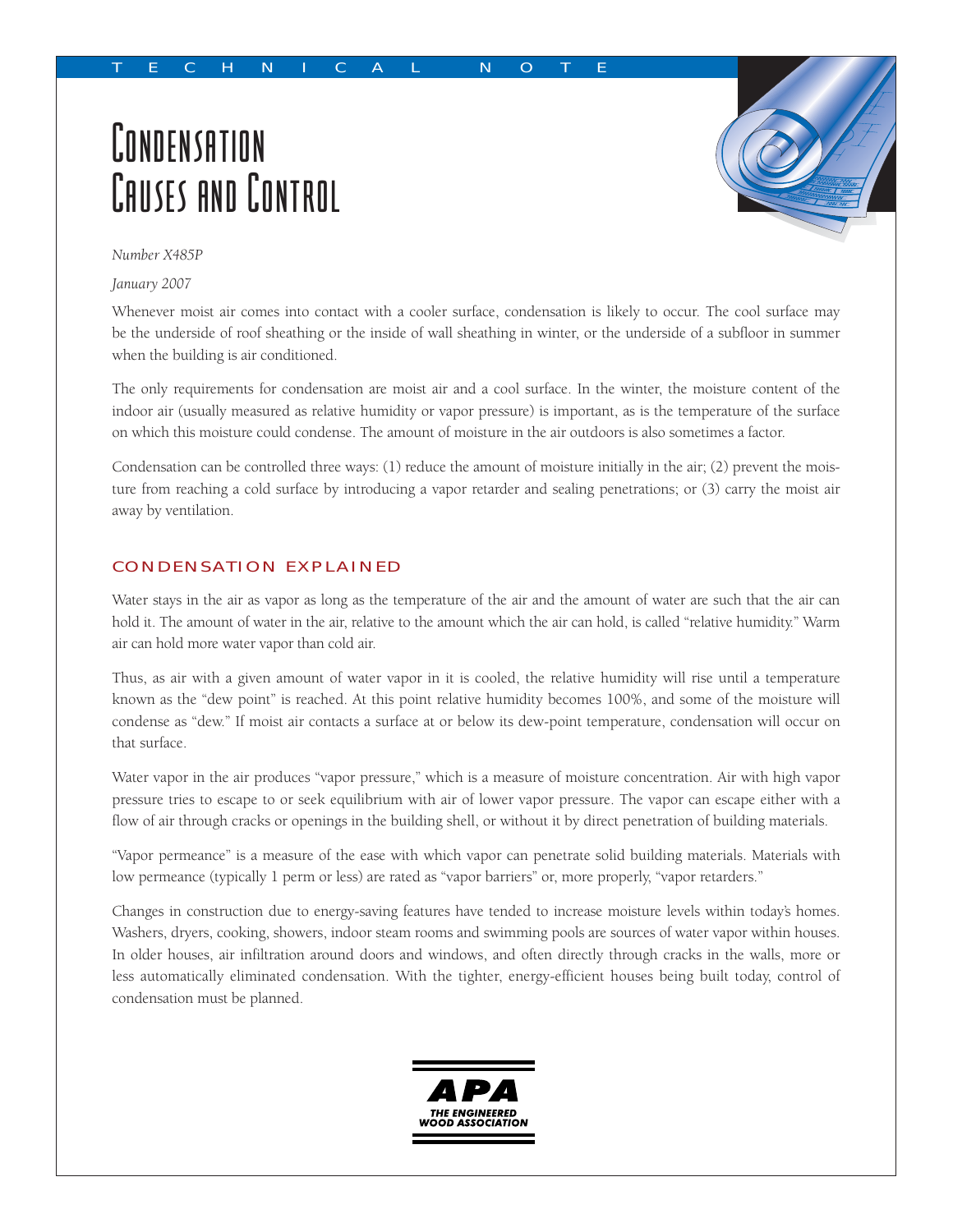TECHNICAL NOTE

# Condensation Causes and Control

*Number X485P*

*January 2007*

Whenever moist air comes into contact with a cooler surface, condensation is likely to occur. The cool surface may be the underside of roof sheathing or the inside of wall sheathing in winter, or the underside of a subfloor in summer when the building is air conditioned.

The only requirements for condensation are moist air and a cool surface. In the winter, the moisture content of the indoor air (usually measured as relative humidity or vapor pressure) is important, as is the temperature of the surface on which this moisture could condense. The amount of moisture in the air outdoors is also sometimes a factor.

Condensation can be controlled three ways: (1) reduce the amount of moisture initially in the air; (2) prevent the moisture from reaching a cold surface by introducing a vapor retarder and sealing penetrations; or (3) carry the moist air away by ventilation.

## CONDENSATION EXPLAINED

Water stays in the air as vapor as long as the temperature of the air and the amount of water are such that the air can hold it. The amount of water in the air, relative to the amount which the air can hold, is called "relative humidity." Warm air can hold more water vapor than cold air.

Thus, as air with a given amount of water vapor in it is cooled, the relative humidity will rise until a temperature known as the "dew point" is reached. At this point relative humidity becomes 100%, and some of the moisture will condense as "dew." If moist air contacts a surface at or below its dew-point temperature, condensation will occur on that surface.

Water vapor in the air produces "vapor pressure," which is a measure of moisture concentration. Air with high vapor pressure tries to escape to or seek equilibrium with air of lower vapor pressure. The vapor can escape either with a flow of air through cracks or openings in the building shell, or without it by direct penetration of building materials.

"Vapor permeance" is a measure of the ease with which vapor can penetrate solid building materials. Materials with low permeance (typically 1 perm or less) are rated as "vapor barriers" or, more properly, "vapor retarders."

Changes in construction due to energy-saving features have tended to increase moisture levels within today's homes. Washers, dryers, cooking, showers, indoor steam rooms and swimming pools are sources of water vapor within houses. In older houses, air infiltration around doors and windows, and often directly through cracks in the walls, more or less automatically eliminated condensation. With the tighter, energy-efficient houses being built today, control of condensation must be planned.

APA
THE ENGINEERED WOOD ASSOCIATION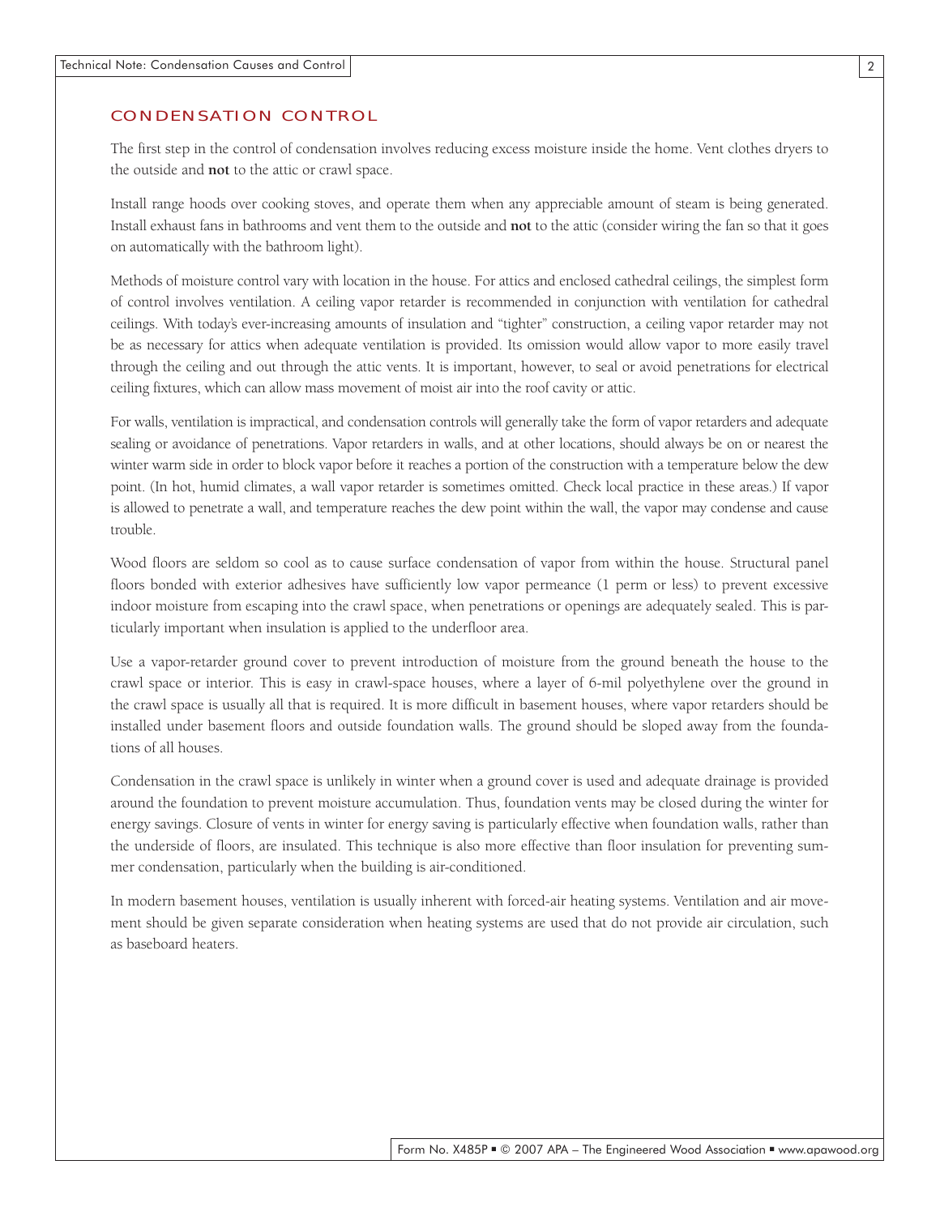## CONDENSATION CONTROL

The first step in the control of condensation involves reducing excess moisture inside the home. Vent clothes dryers to the outside and **not** to the attic or crawl space.

Install range hoods over cooking stoves, and operate them when any appreciable amount of steam is being generated. Install exhaust fans in bathrooms and vent them to the outside and **not** to the attic (consider wiring the fan so that it goes on automatically with the bathroom light).

Methods of moisture control vary with location in the house. For attics and enclosed cathedral ceilings, the simplest form of control involves ventilation. A ceiling vapor retarder is recommended in conjunction with ventilation for cathedral ceilings. With today's ever-increasing amounts of insulation and "tighter" construction, a ceiling vapor retarder may not be as necessary for attics when adequate ventilation is provided. Its omission would allow vapor to more easily travel through the ceiling and out through the attic vents. It is important, however, to seal or avoid penetrations for electrical ceiling fixtures, which can allow mass movement of moist air into the roof cavity or attic.

For walls, ventilation is impractical, and condensation controls will generally take the form of vapor retarders and adequate sealing or avoidance of penetrations. Vapor retarders in walls, and at other locations, should always be on or nearest the winter warm side in order to block vapor before it reaches a portion of the construction with a temperature below the dew point. (In hot, humid climates, a wall vapor retarder is sometimes omitted. Check local practice in these areas.) If vapor is allowed to penetrate a wall, and temperature reaches the dew point within the wall, the vapor may condense and cause trouble.

Wood floors are seldom so cool as to cause surface condensation of vapor from within the house. Structural panel floors bonded with exterior adhesives have sufficiently low vapor permeance (1 perm or less) to prevent excessive indoor moisture from escaping into the crawl space, when penetrations or openings are adequately sealed. This is particularly important when insulation is applied to the underfloor area.

Use a vapor-retarder ground cover to prevent introduction of moisture from the ground beneath the house to the crawl space or interior. This is easy in crawl-space houses, where a layer of 6-mil polyethylene over the ground in the crawl space is usually all that is required. It is more difficult in basement houses, where vapor retarders should be installed under basement floors and outside foundation walls. The ground should be sloped away from the foundations of all houses.

Condensation in the crawl space is unlikely in winter when a ground cover is used and adequate drainage is provided around the foundation to prevent moisture accumulation. Thus, foundation vents may be closed during the winter for energy savings. Closure of vents in winter for energy saving is particularly effective when foundation walls, rather than the underside of floors, are insulated. This technique is also more effective than floor insulation for preventing summer condensation, particularly when the building is air-conditioned.

In modern basement houses, ventilation is usually inherent with forced-air heating systems. Ventilation and air movement should be given separate consideration when heating systems are used that do not provide air circulation, such as baseboard heaters.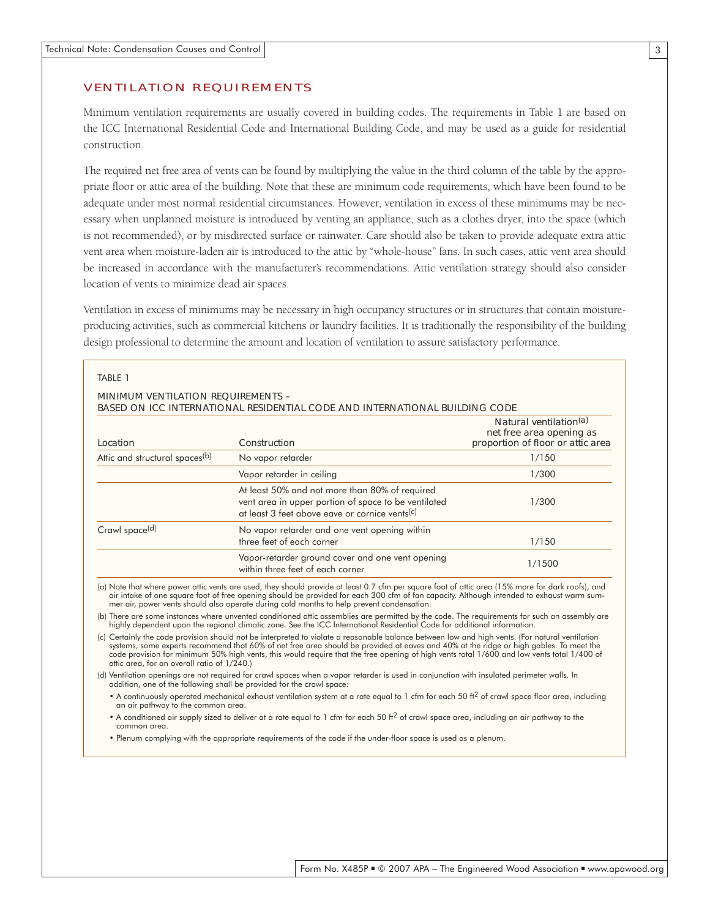## VENTILATION REQUIREMENTS

Minimum ventilation requirements are usually covered in building codes. The requirements in Table 1 are based on the ICC International Residential Code and International Building Code, and may be used as a guide for residential construction.

The required net free area of vents can be found by multiplying the value in the third column of the table by the appropriate floor or attic area of the building. Note that these are minimum code requirements, which have been found to be adequate under most normal residential circumstances. However, ventilation in excess of these minimums may be necessary when unplanned moisture is introduced by venting an appliance, such as a clothes dryer, into the space (which is not recommended), or by misdirected surface or rainwater. Care should also be taken to provide adequate extra attic vent area when moisture-laden air is introduced to the attic by "whole-house" fans. In such cases, attic vent area should be increased in accordance with the manufacturer's recommendations. Attic ventilation strategy should also consider location of vents to minimize dead air spaces.

Ventilation in excess of minimums may be necessary in high occupancy structures or in structures that contain moisture-producing activities, such as commercial kitchens or laundry facilities. It is traditionally the responsibility of the building design professional to determine the amount and location of ventilation to assure satisfactory performance.

TABLE 1

MINIMUM VENTILATION REQUIREMENTS – BASED ON ICC INTERNATIONAL RESIDENTIAL CODE AND INTERNATIONAL BUILDING CODE

| Location | Construction | Natural ventilation[(a)] net free area opening as proportion of floor or attic area |
|---|---|---|
| Attic and structural spaces[(b)] | No vapor retarder | 1/150 |
| | Vapor retarder in ceiling | 1/300 |
| | At least 50% and not more than 80% of required vent area in upper portion of space to be ventilated at least 3 feet above eave or cornice vents[(c)] | 1/300 |
| Crawl space[(d)] | No vapor retarder and one vent opening within three feet of each corner | 1/150 |
| | Vapor-retarder ground cover and one vent opening within three feet of each corner | 1/1500 |

(a) Note that where power attic vents are used, they should provide at least 0.7 cfm per square foot of attic area (15% more for dark roofs), and air intake of one square foot of free opening should be provided for each 300 cfm of fan capacity. Although intended to exhaust warm summer air, power vents should also operate during cold months to help prevent condensation.

(b) There are some instances where unvented conditioned attic assemblies are permitted by the code. The requirements for such an assembly are highly dependent upon the regional climatic zone. See the ICC International Residential Code for additional information.

(c) Certainly the code provision should not be interpreted to violate a reasonable balance between low and high vents. (For natural ventilation systems, some experts recommend that 60% of net free area should be provided at eaves and 40% at the ridge or high gables. To meet the code provision for minimum 50% high vents, this would require that the free opening of high vents total 1/600 and low vents total 1/400 of attic area, for an overall ratio of 1/240.)

(d) Ventilation openings are not required for crawl spaces when a vapor retarder is used in conjunction with insulated perimeter walls. In addition, one of the following shall be provided for the crawl space:

- A continuously operated mechanical exhaust ventilation system at a rate equal to 1 cfm for each 50 $ft^2$ of crawl space floor area, including an air pathway to the common area.
- A conditioned air supply sized to deliver at a rate equal to 1 cfm for each 50 $ft^2$ of crawl space area, including an air pathway to the common area.
- Plenum complying with the appropriate requirements of the code if the under-floor space is used as a plenum.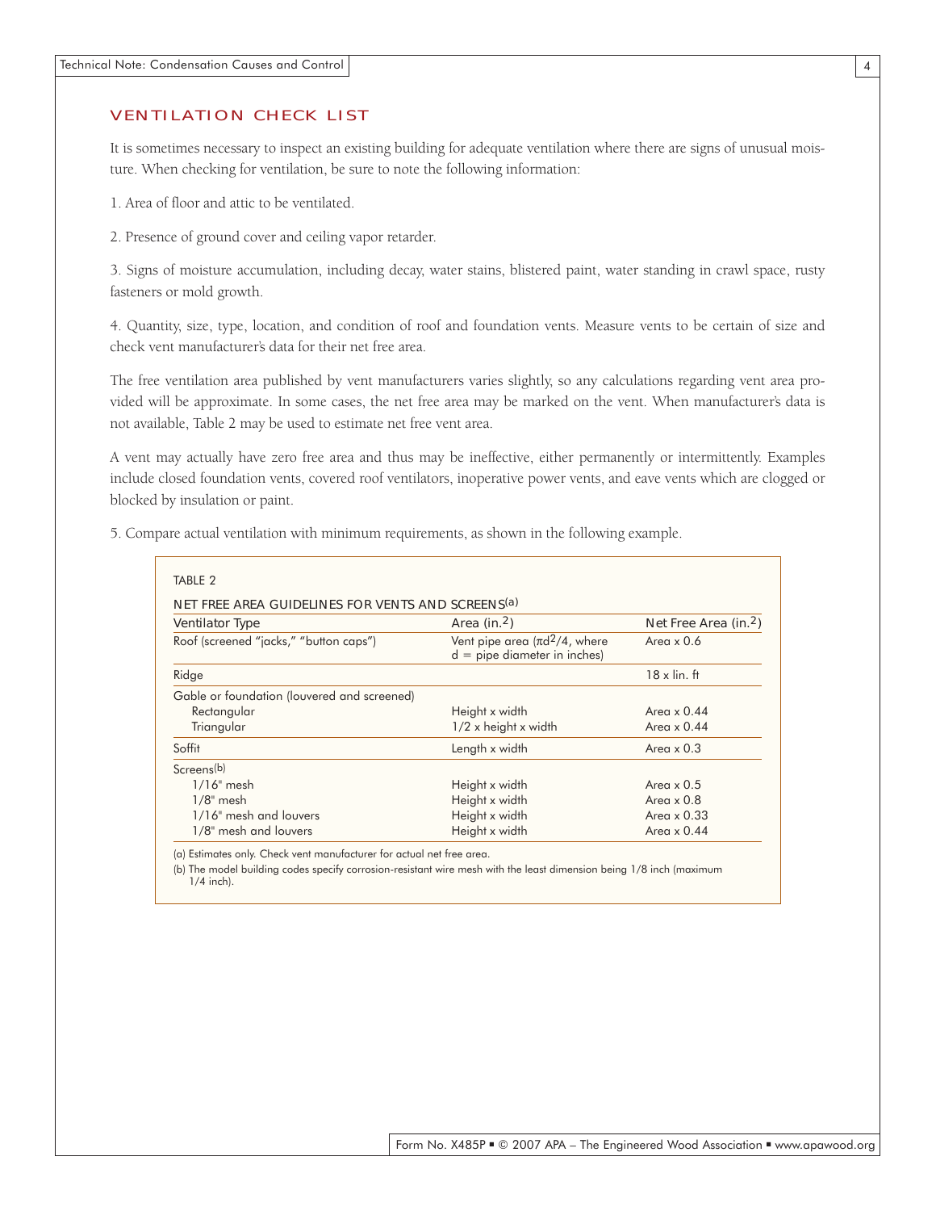## VENTILATION CHECK LIST

It is sometimes necessary to inspect an existing building for adequate ventilation where there are signs of unusual moisture. When checking for ventilation, be sure to note the following information:

1. Area of floor and attic to be ventilated.

2. Presence of ground cover and ceiling vapor retarder.

3. Signs of moisture accumulation, including decay, water stains, blistered paint, water standing in crawl space, rusty fasteners or mold growth.

4. Quantity, size, type, location, and condition of roof and foundation vents. Measure vents to be certain of size and check vent manufacturer's data for their net free area.

The free ventilation area published by vent manufacturers varies slightly, so any calculations regarding vent area provided will be approximate. In some cases, the net free area may be marked on the vent. When manufacturer's data is not available, Table 2 may be used to estimate net free vent area.

A vent may actually have zero free area and thus may be ineffective, either permanently or intermittently. Examples include closed foundation vents, covered roof ventilators, inoperative power vents, and eave vents which are clogged or blocked by insulation or paint.

5. Compare actual ventilation with minimum requirements, as shown in the following example.

TABLE 2

NET FREE AREA GUIDELINES FOR VENTS AND SCREENS[(a)]

| Ventilator Type | Area (in.$^2$) | Net Free Area (in.$^2$) |
|---|---|---|
| Roof (screened "jacks," "button caps") | Vent pipe area ($\pi d^2/4$, where d = pipe diameter in inches) | Area x 0.6 |
| Ridge | | 18 x lin. ft |
| Gable or foundation (louvered and screened) | | |
| Rectangular | Height x width | Area x 0.44 |
| Triangular | 1/2 x height x width | Area x 0.44 |
| Soffit | Length x width | Area x 0.3 |
| Screens[(b)] | | |
| 1/16" mesh | Height x width | Area x 0.5 |
| 1/8" mesh | Height x width | Area x 0.8 |
| 1/16" mesh and louvers | Height x width | Area x 0.33 |
| 1/8" mesh and louvers | Height x width | Area x 0.44 |

(a) Estimates only. Check vent manufacturer for actual net free area.

(b) The model building codes specify corrosion-resistant wire mesh with the least dimension being 1/8 inch (maximum 1/4 inch).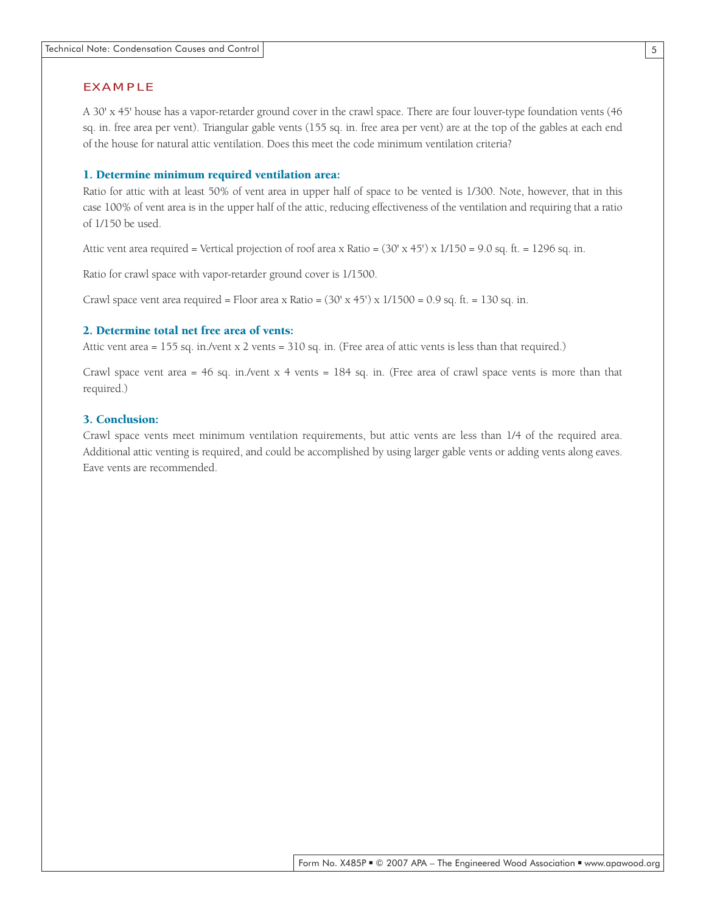## EXAMPLE

A 30' x 45' house has a vapor-retarder ground cover in the crawl space. There are four louver-type foundation vents (46 sq. in. free area per vent). Triangular gable vents (155 sq. in. free area per vent) are at the top of the gables at each end of the house for natural attic ventilation. Does this meet the code minimum ventilation criteria?

### 1. Determine minimum required ventilation area:

Ratio for attic with at least 50% of vent area in upper half of space to be vented is 1/300. Note, however, that in this case 100% of vent area is in the upper half of the attic, reducing effectiveness of the ventilation and requiring that a ratio of 1/150 be used.

Attic vent area required = Vertical projection of roof area x Ratio = (30' x 45') x 1/150 = 9.0 sq. ft. = 1296 sq. in.

Ratio for crawl space with vapor-retarder ground cover is 1/1500.

Crawl space vent area required = Floor area x Ratio = (30' x 45') x 1/1500 = 0.9 sq. ft. = 130 sq. in.

### 2. Determine total net free area of vents:

Attic vent area = 155 sq. in./vent x 2 vents = 310 sq. in. (Free area of attic vents is less than that required.)

Crawl space vent area = 46 sq. in./vent x 4 vents = 184 sq. in. (Free area of crawl space vents is more than that required.)

### 3. Conclusion:

Crawl space vents meet minimum ventilation requirements, but attic vents are less than 1/4 of the required area. Additional attic venting is required, and could be accomplished by using larger gable vents or adding vents along eaves. Eave vents are recommended.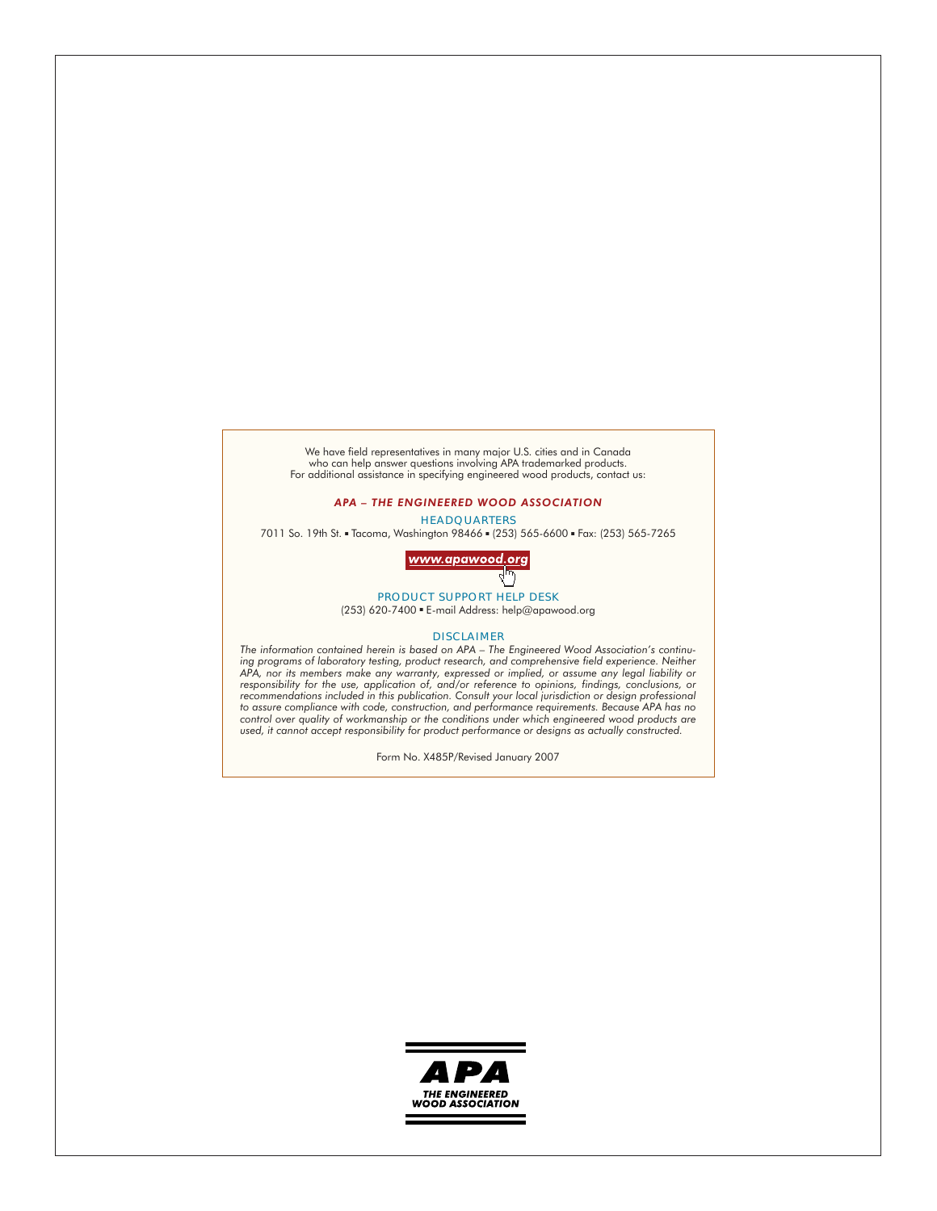We have field representatives in many major U.S. cities and in Canada who can help answer questions involving APA trademarked products. For additional assistance in specifying engineered wood products, contact us:

***APA – THE ENGINEERED WOOD ASSOCIATION***

**HEADQUARTERS**

7011 So. 19th St. ▪ Tacoma, Washington 98466 ▪ (253) 565-6600 ▪ Fax: (253) 565-7265

*www.apawood.org*

**PRODUCT SUPPORT HELP DESK**

(253) 620-7400 ▪ E-mail Address: help@apawood.org

**DISCLAIMER**

*The information contained herein is based on APA – The Engineered Wood Association's continuing programs of laboratory testing, product research, and comprehensive field experience. Neither APA, nor its members make any warranty, expressed or implied, or assume any legal liability or responsibility for the use, application of, and/or reference to opinions, findings, conclusions, or recommendations included in this publication. Consult your local jurisdiction or design professional to assure compliance with code, construction, and performance requirements. Because APA has no control over quality of workmanship or the conditions under which engineered wood products are used, it cannot accept responsibility for product performance or designs as actually constructed.*

Form No. X485P/Revised January 2007

**APA**
**THE ENGINEERED WOOD ASSOCIATION**